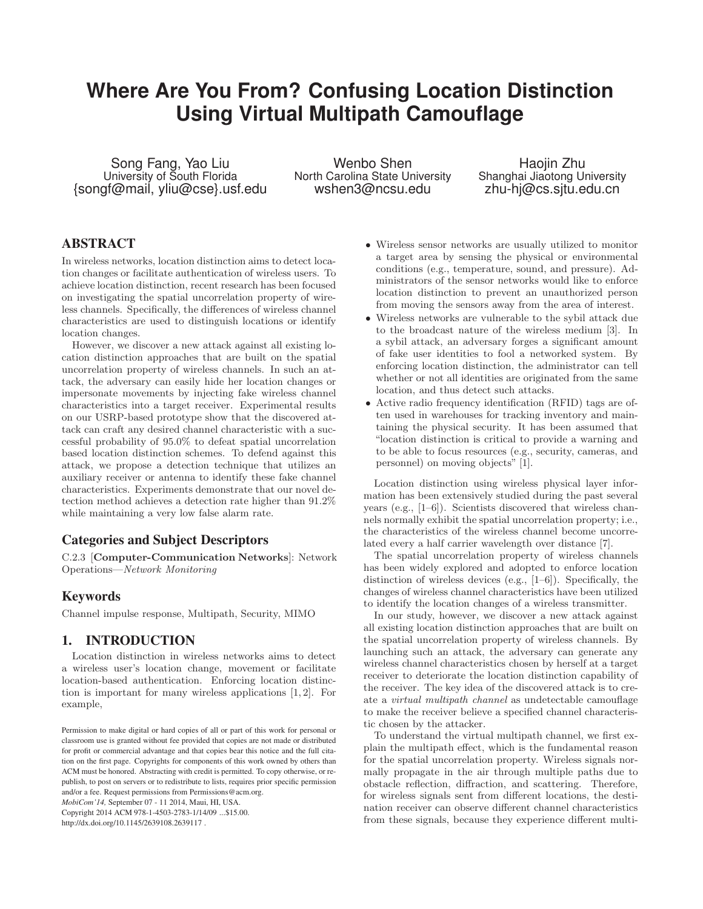# Where Are You From? Confusing Location Distinction Using Virtual Multipath Camouflage

Song Fang, Yao Liu
University of South Florida
{songf@mail, yliu@cse}.usf.edu

Wenbo Shen
North Carolina State University
wshen3@ncsu.edu

Haojin Zhu
Shanghai Jiaotong University
zhu-hj@cs.sjtu.edu.cn

## ABSTRACT

In wireless networks, location distinction aims to detect location changes or facilitate authentication of wireless users. To achieve location distinction, recent research has been focused on investigating the spatial uncorrelation property of wireless channels. Specifically, the differences of wireless channel characteristics are used to distinguish locations or identify location changes.

However, we discover a new attack against all existing location distinction approaches that are built on the spatial uncorrelation property of wireless channels. In such an attack, the adversary can easily hide her location changes or impersonate movements by injecting fake wireless channel characteristics into a target receiver. Experimental results on our USRP-based prototype show that the discovered attack can craft any desired channel characteristic with a successful probability of 95.0% to defeat spatial uncorrelation based location distinction schemes. To defend against this attack, we propose a detection technique that utilizes an auxiliary receiver or antenna to identify these fake channel characteristics. Experiments demonstrate that our novel detection method achieves a detection rate higher than 91.2% while maintaining a very low false alarm rate.

## Categories and Subject Descriptors

C.2.3 [**Computer-Communication Networks**]: Network Operations—*Network Monitoring*

## Keywords

Channel impulse response, Multipath, Security, MIMO

## 1. INTRODUCTION

Location distinction in wireless networks aims to detect a wireless user's location change, movement or facilitate location-based authentication. Enforcing location distinction is important for many wireless applications [1, 2]. For example,

- Wireless sensor networks are usually utilized to monitor a target area by sensing the physical or environmental conditions (e.g., temperature, sound, and pressure). Administrators of the sensor networks would like to enforce location distinction to prevent an unauthorized person from moving the sensors away from the area of interest.
- Wireless networks are vulnerable to the sybil attack due to the broadcast nature of the wireless medium [3]. In a sybil attack, an adversary forges a significant amount of fake user identities to fool a networked system. By enforcing location distinction, the administrator can tell whether or not all identities are originated from the same location, and thus detect such attacks.
- Active radio frequency identification (RFID) tags are often used in warehouses for tracking inventory and maintaining the physical security. It has been assumed that "location distinction is critical to provide a warning and to be able to focus resources (e.g., security, cameras, and personnel) on moving objects" [1].

Location distinction using wireless physical layer information has been extensively studied during the past several years (e.g., [1–6]). Scientists discovered that wireless channels normally exhibit the spatial uncorrelation property; i.e., the characteristics of the wireless channel become uncorrelated every a half carrier wavelength over distance [7].

The spatial uncorrelation property of wireless channels has been widely explored and adopted to enforce location distinction of wireless devices (e.g., [1–6]). Specifically, the changes of wireless channel characteristics have been utilized to identify the location changes of a wireless transmitter.

In our study, however, we discover a new attack against all existing location distinction approaches that are built on the spatial uncorrelation property of wireless channels. By launching such an attack, the adversary can generate any wireless channel characteristics chosen by herself at a target receiver to deteriorate the location distinction capability of the receiver. The key idea of the discovered attack is to create a *virtual multipath channel* as undetectable camouflage to make the receiver believe a specified channel characteristic chosen by the attacker.

To understand the virtual multipath channel, we first explain the multipath effect, which is the fundamental reason for the spatial uncorrelation property. Wireless signals normally propagate in the air through multiple paths due to obstacle reflection, diffraction, and scattering. Therefore, for wireless signals sent from different locations, the destination receiver can observe different channel characteristics from these signals, because they experience different multi-

Permission to make digital or hard copies of all or part of this work for personal or classroom use is granted without fee provided that copies are not made or distributed for profit or commercial advantage and that copies bear this notice and the full citation on the first page. Copyrights for components of this work owned by others than ACM must be honored. Abstracting with credit is permitted. To copy otherwise, or republish, to post on servers or to redistribute to lists, requires prior specific permission and/or a fee. Request permissions from Permissions@acm.org.
*MobiCom'14,* September 07 - 11 2014, Maui, HI, USA.
Copyright 2014 ACM 978-1-4503-2783-1/14/09 ...$15.00.
http://dx.doi.org/10.1145/2639108.2639117 .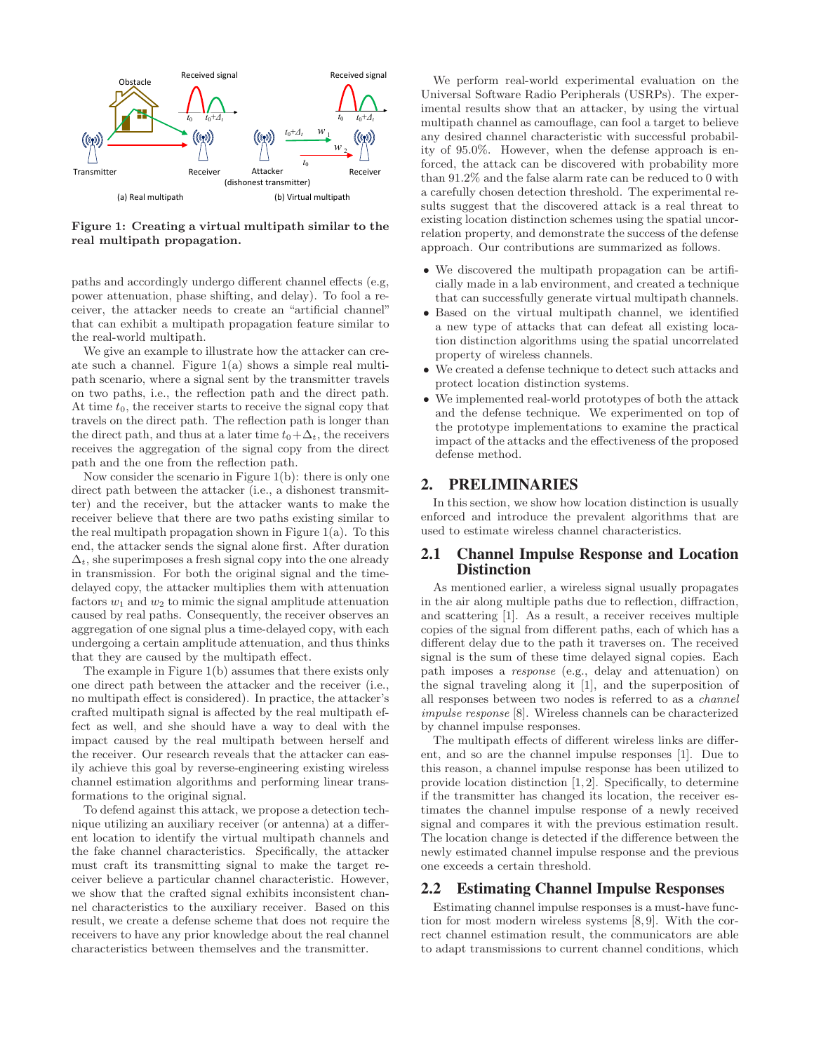Obstacle

Received signal

$t_0$ $t_0+\Delta_t$

Transmitter

Receiver

(a) Real multipath

Received signal

$t_0$ $t_0+\Delta_t$

$t_0+\Delta_t$ $w_1$

$w_2$

$t_0$

Attacker

(dishonest transmitter)

Receiver

(b) Virtual multipath

**Figure 1: Creating a virtual multipath similar to the real multipath propagation.**

paths and accordingly undergo different channel effects (e.g, power attenuation, phase shifting, and delay). To fool a receiver, the attacker needs to create an "artificial channel" that can exhibit a multipath propagation feature similar to the real-world multipath.

We give an example to illustrate how the attacker can create such a channel. Figure 1(a) shows a simple real multipath scenario, where a signal sent by the transmitter travels on two paths, i.e., the reflection path and the direct path. At time $t_0$, the receiver starts to receive the signal copy that travels on the direct path. The reflection path is longer than the direct path, and thus at a later time $t_0+\Delta_t$, the receivers receives the aggregation of the signal copy from the direct path and the one from the reflection path.

Now consider the scenario in Figure 1(b): there is only one direct path between the attacker (i.e., a dishonest transmitter) and the receiver, but the attacker wants to make the receiver believe that there are two paths existing similar to the real multipath propagation shown in Figure 1(a). To this end, the attacker sends the signal alone first. After duration $\Delta_t$, she superimposes a fresh signal copy into the one already in transmission. For both the original signal and the time-delayed copy, the attacker multiplies them with attenuation factors $w_1$ and $w_2$ to mimic the signal amplitude attenuation caused by real paths. Consequently, the receiver observes an aggregation of one signal plus a time-delayed copy, with each undergoing a certain amplitude attenuation, and thus thinks that they are caused by the multipath effect.

The example in Figure 1(b) assumes that there exists only one direct path between the attacker and the receiver (i.e., no multipath effect is considered). In practice, the attacker's crafted multipath signal is affected by the real multipath effect as well, and she should have a way to deal with the impact caused by the real multipath between herself and the receiver. Our research reveals that the attacker can easily achieve this goal by reverse-engineering existing wireless channel estimation algorithms and performing linear transformations to the original signal.

To defend against this attack, we propose a detection technique utilizing an auxiliary receiver (or antenna) at a different location to identify the virtual multipath channels and the fake channel characteristics. Specifically, the attacker must craft its transmitting signal to make the target receiver believe a particular channel characteristic. However, we show that the crafted signal exhibits inconsistent channel characteristics to the auxiliary receiver. Based on this result, we create a defense scheme that does not require the receivers to have any prior knowledge about the real channel characteristics between themselves and the transmitter.

We perform real-world experimental evaluation on the Universal Software Radio Peripherals (USRPs). The experimental results show that an attacker, by using the virtual multipath channel as camouflage, can fool a target to believe any desired channel characteristic with successful probability of 95.0%. However, when the defense approach is enforced, the attack can be discovered with probability more than 91.2% and the false alarm rate can be reduced to 0 with a carefully chosen detection threshold. The experimental results suggest that the discovered attack is a real threat to existing location distinction schemes using the spatial uncorrelation property, and demonstrate the success of the defense approach. Our contributions are summarized as follows.

- We discovered the multipath propagation can be artificially made in a lab environment, and created a technique that can successfully generate virtual multipath channels.
- Based on the virtual multipath channel, we identified a new type of attacks that can defeat all existing location distinction algorithms using the spatial uncorrelated property of wireless channels.
- We created a defense technique to detect such attacks and protect location distinction systems.
- We implemented real-world prototypes of both the attack and the defense technique. We experimented on top of the prototype implementations to examine the practical impact of the attacks and the effectiveness of the proposed defense method.

## 2. PRELIMINARIES

In this section, we show how location distinction is usually enforced and introduce the prevalent algorithms that are used to estimate wireless channel characteristics.

### 2.1 Channel Impulse Response and Location Distinction

As mentioned earlier, a wireless signal usually propagates in the air along multiple paths due to reflection, diffraction, and scattering [1]. As a result, a receiver receives multiple copies of the signal from different paths, each of which has a different delay due to the path it traverses on. The received signal is the sum of these time delayed signal copies. Each path imposes a *response* (e.g., delay and attenuation) on the signal traveling along it [1], and the superposition of all responses between two nodes is referred to as a *channel impulse response* [8]. Wireless channels can be characterized by channel impulse responses.

The multipath effects of different wireless links are different, and so are the channel impulse responses [1]. Due to this reason, a channel impulse response has been utilized to provide location distinction [1,2]. Specifically, to determine if the transmitter has changed its location, the receiver estimates the channel impulse response of a newly received signal and compares it with the previous estimation result. The location change is detected if the difference between the newly estimated channel impulse response and the previous one exceeds a certain threshold.

### 2.2 Estimating Channel Impulse Responses

Estimating channel impulse responses is a must-have function for most modern wireless systems [8,9]. With the correct channel estimation result, the communicators are able to adapt transmissions to current channel conditions, which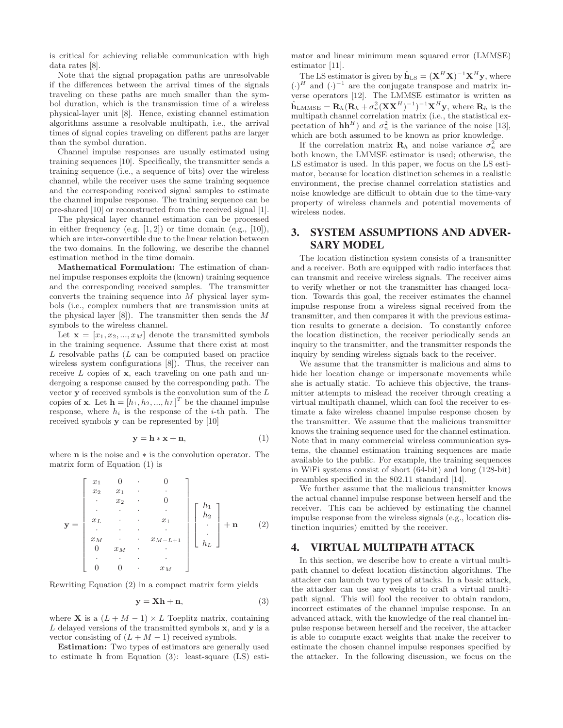is critical for achieving reliable communication with high data rates [8].

Note that the signal propagation paths are unresolvable if the differences between the arrival times of the signals traveling on these paths are much smaller than the symbol duration, which is the transmission time of a wireless physical-layer unit [8]. Hence, existing channel estimation algorithms assume a resolvable multipath, i.e., the arrival times of signal copies traveling on different paths are larger than the symbol duration.

Channel impulse responses are usually estimated using training sequences [10]. Specifically, the transmitter sends a training sequence (i.e., a sequence of bits) over the wireless channel, while the receiver uses the same training sequence and the corresponding received signal samples to estimate the channel impulse response. The training sequence can be pre-shared [10] or reconstructed from the received signal [1].

The physical layer channel estimation can be processed in either frequency (e.g. [1, 2]) or time domain (e.g., [10]), which are inter-convertible due to the linear relation between the two domains. In the following, we describe the channel estimation method in the time domain.

**Mathematical Formulation:** The estimation of channel impulse responses exploits the (known) training sequence and the corresponding received samples. The transmitter converts the training sequence into $M$ physical layer symbols (i.e., complex numbers that are transmission units at the physical layer [8]). The transmitter then sends the $M$ symbols to the wireless channel.

Let $\mathbf{x} = [x_1, x_2, ..., x_M]$ denote the transmitted symbols in the training sequence. Assume that there exist at most $L$ resolvable paths ($L$ can be computed based on practice wireless system configurations [8]). Thus, the receiver can receive $L$ copies of $\mathbf{x}$, each traveling on one path and undergoing a response caused by the corresponding path. The vector $\mathbf{y}$ of received symbols is the convolution sum of the $L$ copies of $\mathbf{x}$. Let $\mathbf{h} = [h_1, h_2, ..., h_L]^T$ be the channel impulse response, where $h_i$ is the response of the $i$-th path. The received symbols $\mathbf{y}$ can be represented by [10]

$$\mathbf{y} = \mathbf{h} * \mathbf{x} + \mathbf{n}, \tag{1}$$

where $\mathbf{n}$ is the noise and $*$ is the convolution operator. The matrix form of Equation (1) is

$$\mathbf{y} = \begin{bmatrix} x_1 & 0 & \cdot & 0 \\ x_2 & x_1 & \cdot & \cdot \\ \cdot & x_2 & \cdot & 0 \\ \cdot & \cdot & \cdot & \cdot \\ x_L & \cdot & \cdot & x_1 \\ \cdot & \cdot & \cdot & \cdot \\ x_M & \cdot & \cdot & x_{M-L+1} \\ 0 & x_M & \cdot & \cdot \\ \cdot & \cdot & \cdot & \cdot \\ 0 & 0 & \cdot & x_M \end{bmatrix} \begin{bmatrix} h_1 \\ h_2 \\ \cdot \\ \cdot \\ h_L \end{bmatrix} + \mathbf{n} \tag{2}$$

Rewriting Equation (2) in a compact matrix form yields

$$\mathbf{y} = \mathbf{X}\mathbf{h} + \mathbf{n}, \tag{3}$$

where $\mathbf{X}$ is a $(L + M - 1) \times L$ Toeplitz matrix, containing $L$ delayed versions of the transmitted symbols $\mathbf{x}$, and $\mathbf{y}$ is a vector consisting of $(L + M - 1)$ received symbols.

**Estimation:** Two types of estimators are generally used to estimate $\mathbf{h}$ from Equation (3): least-square (LS) estimator and linear minimum mean squared error (LMMSE) estimator [11].

The LS estimator is given by $\hat{\mathbf{h}}_{\text{LS}} = (\mathbf{X}^H\mathbf{X})^{-1}\mathbf{X}^H\mathbf{y}$, where $(\cdot)^H$ and $(\cdot)^{-1}$ are the conjugate transpose and matrix inverse operators [12]. The LMMSE estimator is written as $\hat{\mathbf{h}}_{\text{LMMSE}} = \mathbf{R}_h(\mathbf{R}_h + \sigma_n^2(\mathbf{X}\mathbf{X}^H)^{-1})^{-1}\mathbf{X}^H\mathbf{y}$, where $\mathbf{R}_h$ is the multipath channel correlation matrix (i.e., the statistical expectation of $\mathbf{h}\mathbf{h}^H$) and $\sigma_n^2$ is the variance of the noise [13], which are both assumed to be known as prior knowledge.

If the correlation matrix $\mathbf{R}_h$ and noise variance $\sigma_n^2$ are both known, the LMMSE estimator is used; otherwise, the LS estimator is used. In this paper, we focus on the LS estimator, because for location distinction schemes in a realistic environment, the precise channel correlation statistics and noise knowledge are difficult to obtain due to the time-vary property of wireless channels and potential movements of wireless nodes.

# 3. SYSTEM ASSUMPTIONS AND ADVERSARY MODEL

The location distinction system consists of a transmitter and a receiver. Both are equipped with radio interfaces that can transmit and receive wireless signals. The receiver aims to verify whether or not the transmitter has changed location. Towards this goal, the receiver estimates the channel impulse response from a wireless signal received from the transmitter, and then compares it with the previous estimation results to generate a decision. To constantly enforce the location distinction, the receiver periodically sends an inquiry to the transmitter, and the transmitter responds the inquiry by sending wireless signals back to the receiver.

We assume that the transmitter is malicious and aims to hide her location change or impersonate movements while she is actually static. To achieve this objective, the transmitter attempts to mislead the receiver through creating a virtual multipath channel, which can fool the receiver to estimate a fake wireless channel impulse response chosen by the transmitter. We assume that the malicious transmitter knows the training sequence used for the channel estimation. Note that in many commercial wireless communication systems, the channel estimation training sequences are made available to the public. For example, the training sequences in WiFi systems consist of short (64-bit) and long (128-bit) preambles specified in the 802.11 standard [14].

We further assume that the malicious transmitter knows the actual channel impulse response between herself and the receiver. This can be achieved by estimating the channel impulse response from the wireless signals (e.g., location distinction inquiries) emitted by the receiver.

# 4. VIRTUAL MULTIPATH ATTACK

In this section, we describe how to create a virtual multipath channel to defeat location distinction algorithms. The attacker can launch two types of attacks. In a basic attack, the attacker can use any weights to craft a virtual multipath signal. This will fool the receiver to obtain random, incorrect estimates of the channel impulse response. In an advanced attack, with the knowledge of the real channel impulse response between herself and the receiver, the attacker is able to compute exact weights that make the receiver to estimate the chosen channel impulse responses specified by the attacker. In the following discussion, we focus on the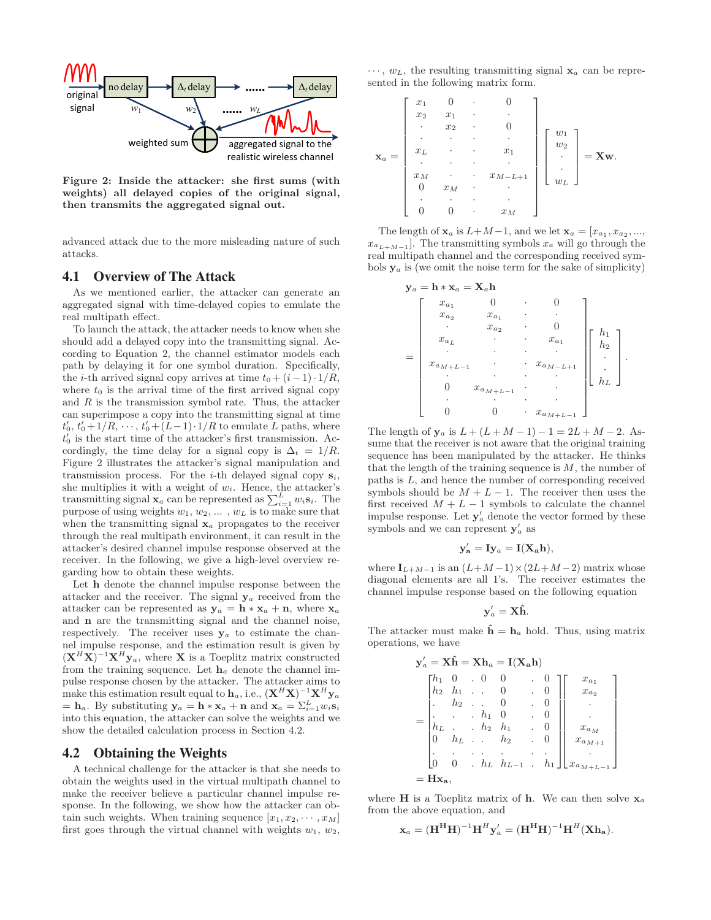original signal

no delay

$\Delta_t$ delay

......

$\Delta_t$ delay

$w_1$

$w_2$

...... $w_L$

weighted sum

aggregated signal to the realistic wireless channel

**Figure 2: Inside the attacker: she first sums (with weights) all delayed copies of the original signal, then transmits the aggregated signal out.**

advanced attack due to the more misleading nature of such attacks.

## 4.1 Overview of The Attack

As we mentioned earlier, the attacker can generate an aggregated signal with time-delayed copies to emulate the real multipath effect.

To launch the attack, the attacker needs to know when she should add a delayed copy into the transmitting signal. According to Equation 2, the channel estimator models each path by delaying it for one symbol duration. Specifically, the $i$-th arrived signal copy arrives at time $t_0 + (i-1) \cdot 1/R$, where $t_0$ is the arrival time of the first arrived signal copy and $R$ is the transmission symbol rate. Thus, the attacker can superimpose a copy into the transmitting signal at time $t'_0, t'_0 + 1/R, \cdots, t'_0 + (L-1) \cdot 1/R$ to emulate $L$ paths, where $t'_0$ is the start time of the attacker's first transmission. Accordingly, the time delay for a signal copy is $\Delta_t = 1/R$. Figure 2 illustrates the attacker's signal manipulation and transmission process. For the $i$-th delayed signal copy $\mathbf{s}_i$, she multiplies it with a weight of $w_i$. Hence, the attacker's transmitting signal $\mathbf{x}_a$ can be represented as $\sum_{i=1}^{L} w_i \mathbf{s}_i$. The purpose of using weights $w_1, w_2, \ldots, w_L$ is to make sure that when the transmitting signal $\mathbf{x}_a$ propagates to the receiver through the real multipath environment, it can result in the attacker's desired channel impulse response observed at the receiver. In the following, we give a high-level overview regarding how to obtain these weights.

Let $\mathbf{h}$ denote the channel impulse response between the attacker and the receiver. The signal $\mathbf{y}_a$ received from the attacker can be represented as $\mathbf{y}_a = \mathbf{h} * \mathbf{x}_a + \mathbf{n}$, where $\mathbf{x}_a$ and $\mathbf{n}$ are the transmitting signal and the channel noise, respectively. The receiver uses $\mathbf{y}_a$ to estimate the channel impulse response, and the estimation result is given by $(\mathbf{X}^H \mathbf{X})^{-1} \mathbf{X}^H \mathbf{y}_a$, where $\mathbf{X}$ is a Toeplitz matrix constructed from the training sequence. Let $\mathbf{h}_a$ denote the channel impulse response chosen by the attacker. The attacker aims to make this estimation result equal to $\mathbf{h}_a$, i.e., $(\mathbf{X}^H \mathbf{X})^{-1} \mathbf{X}^H \mathbf{y}_a = \mathbf{h}_a$. By substituting $\mathbf{y}_a = \mathbf{h} * \mathbf{x}_a + \mathbf{n}$ and $\mathbf{x}_a = \Sigma_{i=1}^{L} w_i \mathbf{s}_i$ into this equation, the attacker can solve the weights and we show the detailed calculation process in Section 4.2.

## 4.2 Obtaining the Weights

A technical challenge for the attacker is that she needs to obtain the weights used in the virtual multipath channel to make the receiver believe a particular channel impulse response. In the following, we show how the attacker can obtain such weights. When training sequence $[x_1, x_2, \cdots, x_M]$ first goes through the virtual channel with weights $w_1, w_2, \cdots, w_L$, the resulting transmitting signal $\mathbf{x}_a$ can be represented in the following matrix form.

$$
\mathbf{x}_a = \begin{bmatrix}
x_1 & 0 & \cdot & 0 \\
x_2 & x_1 & \cdot & \cdot \\
\cdot & x_2 & \cdot & 0 \\
\cdot & \cdot & \cdot & \cdot \\
x_L & \cdot & \cdot & x_1 \\
\cdot & \cdot & \cdot & \cdot \\
x_M & \cdot & \cdot & x_{M-L+1} \\
0 & x_M & \cdot & \cdot \\
\cdot & \cdot & \cdot & \cdot \\
0 & 0 & \cdot & x_M
\end{bmatrix}
\begin{bmatrix} w_1 \\ w_2 \\ \cdot \\ \cdot \\ w_L \end{bmatrix} = \mathbf{X}\mathbf{w}.
$$

The length of $\mathbf{x}_a$ is $L+M-1$, and we let $\mathbf{x}_a = [x_{a_1}, x_{a_2}, ..., x_{a_{L+M-1}}]$. The transmitting symbols $x_a$ will go through the real multipath channel and the corresponding received symbols $\mathbf{y}_a$ is (we omit the noise term for the sake of simplicity)

$$
\begin{aligned}
\mathbf{y}_a &= \mathbf{h} * \mathbf{x}_a = \mathbf{X}_a \mathbf{h} \\
&= \begin{bmatrix}
x_{a_1} & 0 & \cdot & 0 \\
x_{a_2} & x_{a_1} & \cdot & \cdot \\
\cdot & x_{a_2} & \cdot & 0 \\
x_{a_L} & \cdot & \cdot & x_{a_1} \\
\cdot & \cdot & \cdot & \cdot \\
x_{a_{M+L-1}} & \cdot & \cdot & x_{a_{M-L+1}} \\
\cdot & \cdot & \cdot & \cdot \\
0 & x_{a_{M+L-1}} & \cdot & \cdot \\
\cdot & \cdot & \cdot & \cdot \\
0 & 0 & \cdot & x_{a_{M+L-1}}
\end{bmatrix}
\begin{bmatrix} h_1 \\ h_2 \\ \cdot \\ \cdot \\ h_L \end{bmatrix}.
\end{aligned}
$$

The length of $\mathbf{y}_a$ is $L + (L + M - 1) - 1 = 2L + M - 2$. Assume that the receiver is not aware that the original training sequence has been manipulated by the attacker. He thinks that the length of the training sequence is $M$, the number of paths is $L$, and hence the number of corresponding received symbols should be $M + L - 1$. The receiver then uses the first received $M + L - 1$ symbols to calculate the channel impulse response. Let $\mathbf{y}'_a$ denote the vector formed by these symbols and we can represent $\mathbf{y}'_a$ as

$$
\mathbf{y'_a} = \mathbf{I}\mathbf{y}_a = \mathbf{I}(\mathbf{X_a}\mathbf{h}),
$$

where $\mathbf{I}_{L+M-1}$ is an $(L+M-1) \times (2L+M-2)$ matrix whose diagonal elements are all 1's. The receiver estimates the channel impulse response based on the following equation

$$
\mathbf{y}'_a = \mathbf{X}\hat{\mathbf{h}}.
$$

The attacker must make $\hat{\mathbf{h}} = \mathbf{h}_a$ hold. Thus, using matrix operations, we have

$$
\begin{aligned}
\mathbf{y}'_a &= \mathbf{X}\hat{\mathbf{h}} = \mathbf{X}\mathbf{h}_a = \mathbf{I}(\mathbf{X_a}\mathbf{h}) \\
&= \begin{bmatrix}
h_1 & 0 & . & 0 & 0 & . & 0 \\
h_2 & h_1 & . & . & 0 & . & 0 \\
. & h_2 & . & . & 0 & . & 0 \\
. & . & . & h_1 & 0 & . & 0 \\
h_L & . & . & h_2 & h_1 & . & 0 \\
0 & h_L & . & . & h_2 & . & 0 \\
. & . & . & . & . & . & . \\
0 & 0 & . & h_L & h_{L-1} & . & h_1
\end{bmatrix}
\begin{bmatrix} x_{a_1} \\ x_{a_2} \\ . \\ . \\ x_{a_M} \\ x_{a_{M+1}} \\ . \\ x_{a_{M+L-1}} \end{bmatrix} \\
&= \mathbf{H}\mathbf{x}_a,
\end{aligned}
$$

where $\mathbf{H}$ is a Toeplitz matrix of $\mathbf{h}$. We can then solve $\mathbf{x}_a$ from the above equation, and

$$
\mathbf{x}_a = (\mathbf{H^H}\mathbf{H})^{-1}\mathbf{H}^H\mathbf{y}'_a = (\mathbf{H^H}\mathbf{H})^{-1}\mathbf{H}^H(\mathbf{X}\mathbf{h_a}).
$$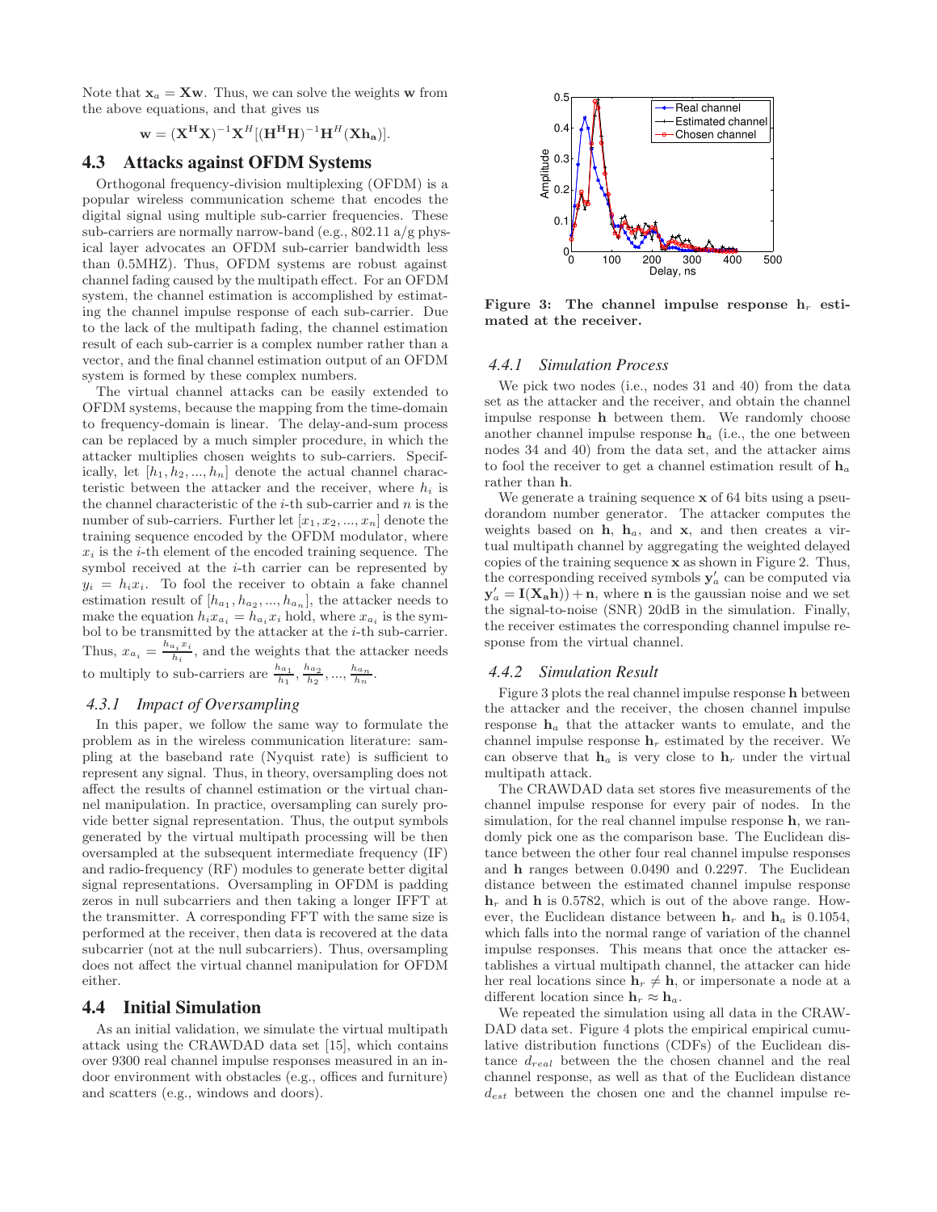Note that $\mathbf{x}_a = \mathbf{X}\mathbf{w}$. Thus, we can solve the weights $\mathbf{w}$ from the above equations, and that gives us

$$\mathbf{w} = (\mathbf{X^H X})^{-1}\mathbf{X}^H[(\mathbf{H^H H})^{-1}\mathbf{H}^H(\mathbf{X h_a})].$$

## 4.3 Attacks against OFDM Systems

Orthogonal frequency-division multiplexing (OFDM) is a popular wireless communication scheme that encodes the digital signal using multiple sub-carrier frequencies. These sub-carriers are normally narrow-band (e.g., 802.11 a/g physical layer advocates an OFDM sub-carrier bandwidth less than 0.5MHZ). Thus, OFDM systems are robust against channel fading caused by the multipath effect. For an OFDM system, the channel estimation is accomplished by estimating the channel impulse response of each sub-carrier. Due to the lack of the multipath fading, the channel estimation result of each sub-carrier is a complex number rather than a vector, and the final channel estimation output of an OFDM system is formed by these complex numbers.

The virtual channel attacks can be easily extended to OFDM systems, because the mapping from the time-domain to frequency-domain is linear. The delay-and-sum process can be replaced by a much simpler procedure, in which the attacker multiplies chosen weights to sub-carriers. Specifically, let $[h_1, h_2, ..., h_n]$ denote the actual channel characteristic between the attacker and the receiver, where $h_i$ is the channel characteristic of the $i$-th sub-carrier and $n$ is the number of sub-carriers. Further let $[x_1, x_2, ..., x_n]$ denote the training sequence encoded by the OFDM modulator, where $x_i$ is the $i$-th element of the encoded training sequence. The symbol received at the $i$-th carrier can be represented by $y_i = h_i x_i$. To fool the receiver to obtain a fake channel estimation result of $[h_{a_1}, h_{a_2}, ..., h_{a_n}]$, the attacker needs to make the equation $h_i x_{a_i} = h_{a_i} x_i$ hold, where $x_{a_i}$ is the symbol to be transmitted by the attacker at the $i$-th sub-carrier. Thus, $x_{a_i} = \frac{h_{a_i} x_i}{h_i}$, and the weights that the attacker needs to multiply to sub-carriers are $\frac{h_{a_1}}{h_1}, \frac{h_{a_2}}{h_2}, ..., \frac{h_{a_n}}{h_n}$.

### 4.3.1 Impact of Oversampling

In this paper, we follow the same way to formulate the problem as in the wireless communication literature: sampling at the baseband rate (Nyquist rate) is sufficient to represent any signal. Thus, in theory, oversampling does not affect the results of channel estimation or the virtual channel manipulation. In practice, oversampling can surely provide better signal representation. Thus, the output symbols generated by the virtual multipath processing will be then oversampled at the subsequent intermediate frequency (IF) and radio-frequency (RF) modules to generate better digital signal representations. Oversampling in OFDM is padding zeros in null subcarriers and then taking a longer IFFT at the transmitter. A corresponding FFT with the same size is performed at the receiver, then data is recovered at the data subcarrier (not at the null subcarriers). Thus, oversampling does not affect the virtual channel manipulation for OFDM either.

## 4.4 Initial Simulation

As an initial validation, we simulate the virtual multipath attack using the CRAWDAD data set [15], which contains over 9300 real channel impulse responses measured in an indoor environment with obstacles (e.g., offices and furniture) and scatters (e.g., windows and doors).

Real channel
Estimated channel
Chosen channel
Amplitude
Delay, ns
0 100 200 300 400 500
0 0.1 0.2 0.3 0.4 0.5

**Figure 3: The channel impulse response $\mathbf{h}_r$ estimated at the receiver.**

### 4.4.1 Simulation Process

We pick two nodes (i.e., nodes 31 and 40) from the data set as the attacker and the receiver, and obtain the channel impulse response $\mathbf{h}$ between them. We randomly choose another channel impulse response $\mathbf{h}_a$ (i.e., the one between nodes 34 and 40) from the data set, and the attacker aims to fool the receiver to get a channel estimation result of $\mathbf{h}_a$ rather than $\mathbf{h}$.

We generate a training sequence $\mathbf{x}$ of 64 bits using a pseudorandom number generator. The attacker computes the weights based on $\mathbf{h}$, $\mathbf{h}_a$, and $\mathbf{x}$, and then creates a virtual multipath channel by aggregating the weighted delayed copies of the training sequence $\mathbf{x}$ as shown in Figure 2. Thus, the corresponding received symbols $\mathbf{y}'_a$ can be computed via $\mathbf{y}'_a = \mathbf{I}(\mathbf{X_a h})) + \mathbf{n}$, where $\mathbf{n}$ is the gaussian noise and we set the signal-to-noise (SNR) 20dB in the simulation. Finally, the receiver estimates the corresponding channel impulse response from the virtual channel.

### 4.4.2 Simulation Result

Figure 3 plots the real channel impulse response $\mathbf{h}$ between the attacker and the receiver, the chosen channel impulse response $\mathbf{h}_a$ that the attacker wants to emulate, and the channel impulse response $\mathbf{h}_r$ estimated by the receiver. We can observe that $\mathbf{h}_a$ is very close to $\mathbf{h}_r$ under the virtual multipath attack.

The CRAWDAD data set stores five measurements of the channel impulse response for every pair of nodes. In the simulation, for the real channel impulse response $\mathbf{h}$, we randomly pick one as the comparison base. The Euclidean distance between the other four real channel impulse responses and $\mathbf{h}$ ranges between 0.0490 and 0.2297. The Euclidean distance between the estimated channel impulse response $\mathbf{h}_r$ and $\mathbf{h}$ is 0.5782, which is out of the above range. However, the Euclidean distance between $\mathbf{h}_r$ and $\mathbf{h}_a$ is 0.1054, which falls into the normal range of variation of the channel impulse responses. This means that once the attacker establishes a virtual multipath channel, the attacker can hide her real locations since $\mathbf{h}_r \neq \mathbf{h}$, or impersonate a node at a different location since $\mathbf{h}_r \approx \mathbf{h}_a$.

We repeated the simulation using all data in the CRAWDAD data set. Figure 4 plots the empirical empirical cumulative distribution functions (CDFs) of the Euclidean distance $d_{real}$ between the the chosen channel and the real channel response, as well as that of the Euclidean distance $d_{est}$ between the chosen one and the channel impulse re-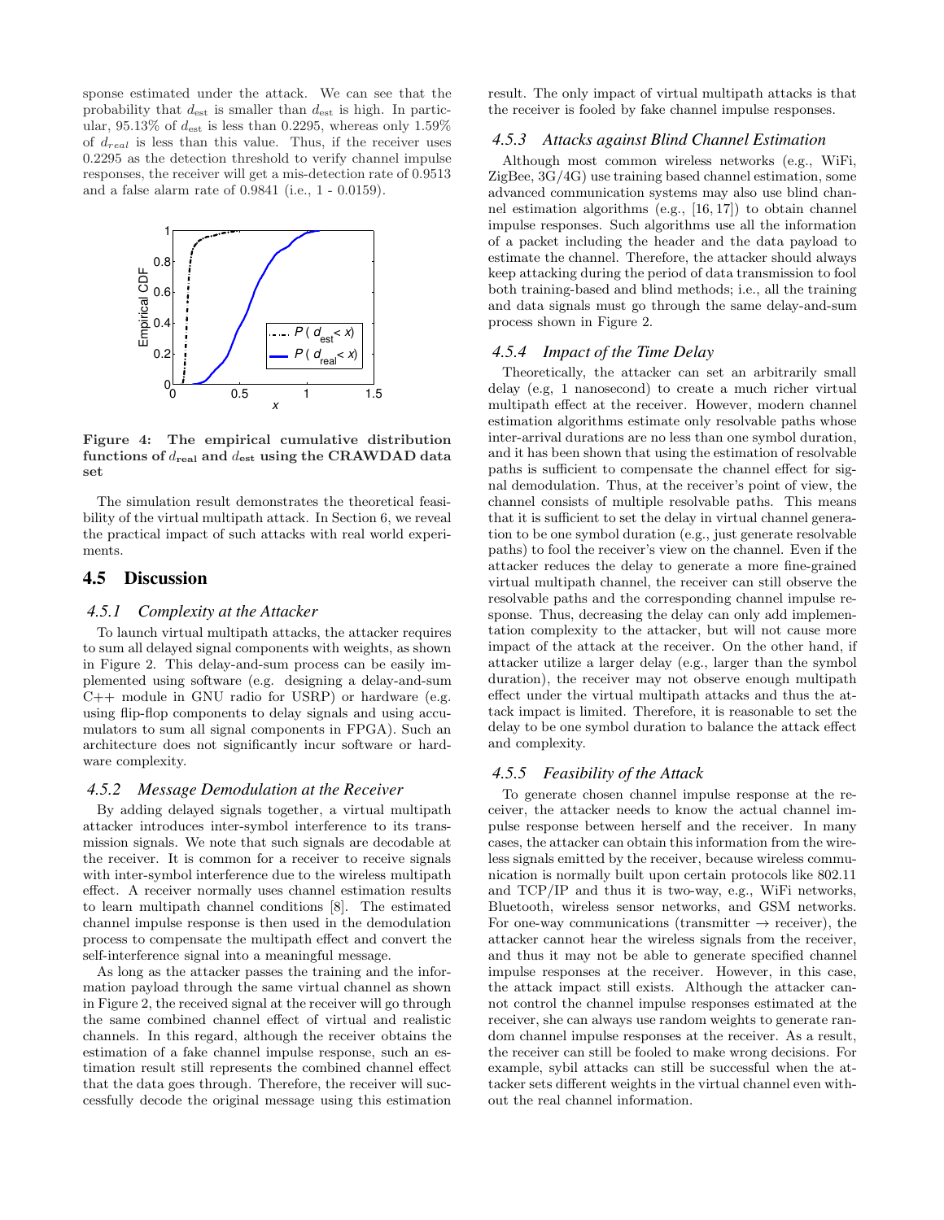sponse estimated under the attack. We can see that the probability that $d_{\rm est}$ is smaller than $d_{\rm est}$ is high. In particular, 95.13% of $d_{\rm est}$ is less than 0.2295, whereas only 1.59% of $d_{real}$ is less than this value. Thus, if the receiver uses 0.2295 as the detection threshold to verify channel impulse responses, the receiver will get a mis-detection rate of 0.9513 and a false alarm rate of 0.9841 (i.e., 1 - 0.0159).

Empirical CDF

1
0.8
0.6
0.4
0.2
0
0
0.5
1
1.5
x

$P(d_{\rm est} < x)$
$P(d_{\rm real} < x)$

**Figure 4: The empirical cumulative distribution functions of $d_{\rm real}$ and $d_{\rm est}$ using the CRAWDAD data set**

The simulation result demonstrates the theoretical feasibility of the virtual multipath attack. In Section 6, we reveal the practical impact of such attacks with real world experiments.

## 4.5 Discussion

### 4.5.1 *Complexity at the Attacker*

To launch virtual multipath attacks, the attacker requires to sum all delayed signal components with weights, as shown in Figure 2. This delay-and-sum process can be easily implemented using software (e.g. designing a delay-and-sum C++ module in GNU radio for USRP) or hardware (e.g. using flip-flop components to delay signals and using accumulators to sum all signal components in FPGA). Such an architecture does not significantly incur software or hardware complexity.

### 4.5.2 *Message Demodulation at the Receiver*

By adding delayed signals together, a virtual multipath attacker introduces inter-symbol interference to its transmission signals. We note that such signals are decodable at the receiver. It is common for a receiver to receive signals with inter-symbol interference due to the wireless multipath effect. A receiver normally uses channel estimation results to learn multipath channel conditions [8]. The estimated channel impulse response is then used in the demodulation process to compensate the multipath effect and convert the self-interference signal into a meaningful message.

As long as the attacker passes the training and the information payload through the same virtual channel as shown in Figure 2, the received signal at the receiver will go through the same combined channel effect of virtual and realistic channels. In this regard, although the receiver obtains the estimation of a fake channel impulse response, such an estimation result still represents the combined channel effect that the data goes through. Therefore, the receiver will successfully decode the original message using this estimation result. The only impact of virtual multipath attacks is that the receiver is fooled by fake channel impulse responses.

### 4.5.3 *Attacks against Blind Channel Estimation*

Although most common wireless networks (e.g., WiFi, ZigBee, 3G/4G) use training based channel estimation, some advanced communication systems may also use blind channel estimation algorithms (e.g., [16, 17]) to obtain channel impulse responses. Such algorithms use all the information of a packet including the header and the data payload to estimate the channel. Therefore, the attacker should always keep attacking during the period of data transmission to fool both training-based and blind methods; i.e., all the training and data signals must go through the same delay-and-sum process shown in Figure 2.

### 4.5.4 *Impact of the Time Delay*

Theoretically, the attacker can set an arbitrarily small delay (e.g, 1 nanosecond) to create a much richer virtual multipath effect at the receiver. However, modern channel estimation algorithms estimate only resolvable paths whose inter-arrival durations are no less than one symbol duration, and it has been shown that using the estimation of resolvable paths is sufficient to compensate the channel effect for signal demodulation. Thus, at the receiver's point of view, the channel consists of multiple resolvable paths. This means that it is sufficient to set the delay in virtual channel generation to be one symbol duration (e.g., just generate resolvable paths) to fool the receiver's view on the channel. Even if the attacker reduces the delay to generate a more fine-grained virtual multipath channel, the receiver can still observe the resolvable paths and the corresponding channel impulse response. Thus, decreasing the delay can only add implementation complexity to the attacker, but will not cause more impact of the attack at the receiver. On the other hand, if attacker utilize a larger delay (e.g., larger than the symbol duration), the receiver may not observe enough multipath effect under the virtual multipath attacks and thus the attack impact is limited. Therefore, it is reasonable to set the delay to be one symbol duration to balance the attack effect and complexity.

### 4.5.5 *Feasibility of the Attack*

To generate chosen channel impulse response at the receiver, the attacker needs to know the actual channel impulse response between herself and the receiver. In many cases, the attacker can obtain this information from the wireless signals emitted by the receiver, because wireless communication is normally built upon certain protocols like 802.11 and TCP/IP and thus it is two-way, e.g., WiFi networks, Bluetooth, wireless sensor networks, and GSM networks. For one-way communications (transmitter → receiver), the attacker cannot hear the wireless signals from the receiver, and thus it may not be able to generate specified channel impulse responses at the receiver. However, in this case, the attack impact still exists. Although the attacker cannot control the channel impulse responses estimated at the receiver, she can always use random weights to generate random channel impulse responses at the receiver. As a result, the receiver can still be fooled to make wrong decisions. For example, sybil attacks can still be successful when the attacker sets different weights in the virtual channel even without the real channel information.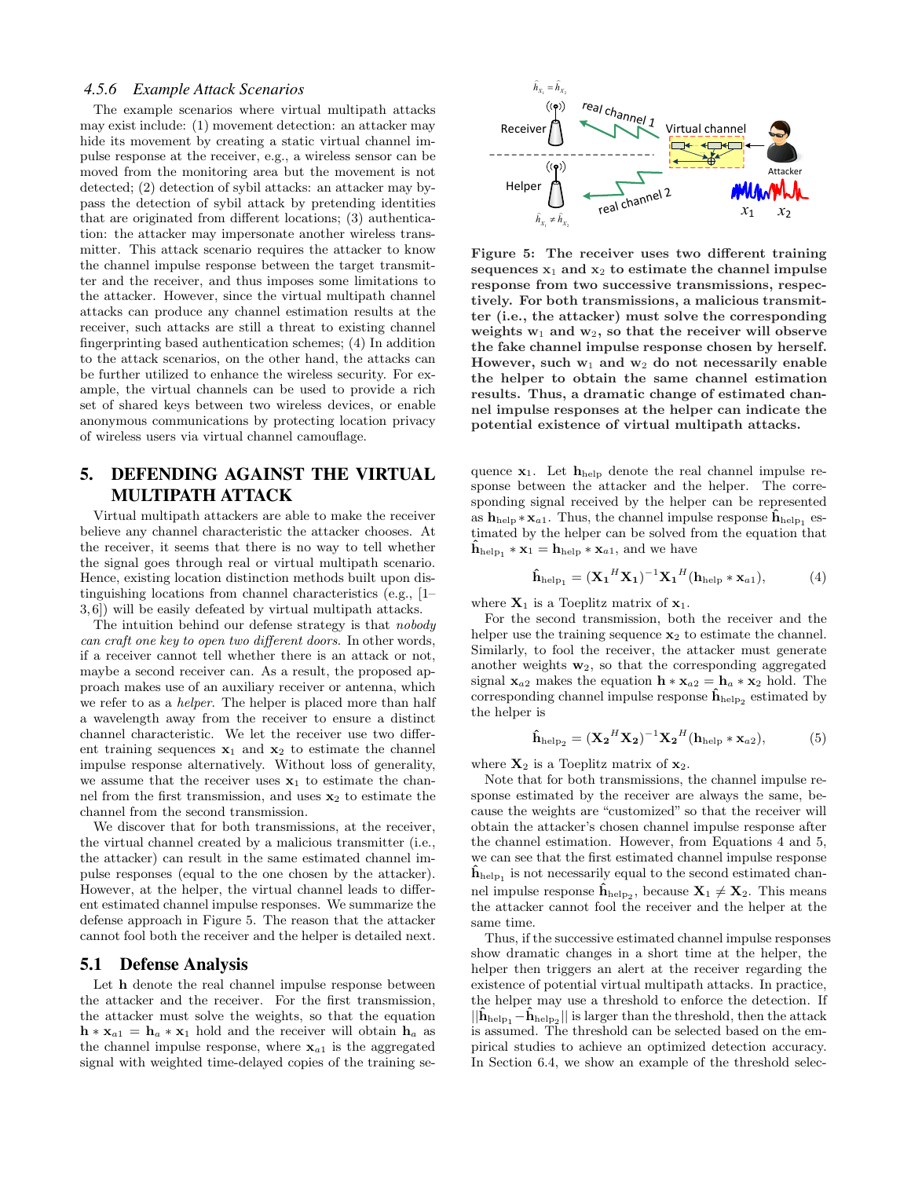### 4.5.6 *Example Attack Scenarios*

The example scenarios where virtual multipath attacks may exist include: (1) movement detection: an attacker may hide its movement by creating a static virtual channel impulse response at the receiver, e.g., a wireless sensor can be moved from the monitoring area but the movement is not detected; (2) detection of sybil attacks: an attacker may bypass the detection of sybil attack by pretending identities that are originated from different locations; (3) authentication: the attacker may impersonate another wireless transmitter. This attack scenario requires the attacker to know the channel impulse response between the target transmitter and the receiver, and thus imposes some limitations to the attacker. However, since the virtual multipath channel attacks can produce any channel estimation results at the receiver, such attacks are still a threat to existing channel fingerprinting based authentication schemes; (4) In addition to the attack scenarios, on the other hand, the attacks can be further utilized to enhance the wireless security. For example, the virtual channels can be used to provide a rich set of shared keys between two wireless devices, or enable anonymous communications by protecting location privacy of wireless users via virtual channel camouflage.

## 5. DEFENDING AGAINST THE VIRTUAL MULTIPATH ATTACK

Virtual multipath attackers are able to make the receiver believe any channel characteristic the attacker chooses. At the receiver, it seems that there is no way to tell whether the signal goes through real or virtual multipath scenario. Hence, existing location distinction methods built upon distinguishing locations from channel characteristics (e.g., [1–3,6]) will be easily defeated by virtual multipath attacks.

The intuition behind our defense strategy is that *nobody can craft one key to open two different doors.* In other words, if a receiver cannot tell whether there is an attack or not, maybe a second receiver can. As a result, the proposed approach makes use of an auxiliary receiver or antenna, which we refer to as a *helper*. The helper is placed more than half a wavelength away from the receiver to ensure a distinct channel characteristic. We let the receiver use two different training sequences $\mathbf{x}_1$ and $\mathbf{x}_2$ to estimate the channel impulse response alternatively. Without loss of generality, we assume that the receiver uses $\mathbf{x}_1$ to estimate the channel from the first transmission, and uses $\mathbf{x}_2$ to estimate the channel from the second transmission.

We discover that for both transmissions, at the receiver, the virtual channel created by a malicious transmitter (i.e., the attacker) can result in the same estimated channel impulse responses (equal to the one chosen by the attacker). However, at the helper, the virtual channel leads to different estimated channel impulse responses. We summarize the defense approach in Figure 5. The reason that the attacker cannot fool both the receiver and the helper is detailed next.

$\hat{h}_{x_1} = \hat{h}_{x_2}$

Receiver

real channel 1

Virtual channel

Attacker

Helper

real channel 2

$\hat{h}_{x_1} \neq \hat{h}_{x_2}$

$x_1$ $x_2$

**Figure 5: The receiver uses two different training sequences $\mathbf{x}_1$ and $\mathbf{x}_2$ to estimate the channel impulse response from two successive transmissions, respectively. For both transmissions, a malicious transmitter (i.e., the attacker) must solve the corresponding weights $\mathbf{w}_1$ and $\mathbf{w}_2$, so that the receiver will observe the fake channel impulse response chosen by herself. However, such $\mathbf{w}_1$ and $\mathbf{w}_2$ do not necessarily enable the helper to obtain the same channel estimation results. Thus, a dramatic change of estimated channel impulse responses at the helper can indicate the potential existence of virtual multipath attacks.**

### 5.1 Defense Analysis

Let $\mathbf{h}$ denote the real channel impulse response between the attacker and the receiver. For the first transmission, the attacker must solve the weights, so that the equation $\mathbf{h} * \mathbf{x}_{a1} = \mathbf{h}_a * \mathbf{x}_1$ hold and the receiver will obtain $\mathbf{h}_a$ as the channel impulse response, where $\mathbf{x}_{a1}$ is the aggregated signal with weighted time-delayed copies of the training sequence $\mathbf{x}_1$. Let $\mathbf{h}_{\text{help}}$ denote the real channel impulse response between the attacker and the helper. The corresponding signal received by the helper can be represented as $\mathbf{h}_{\text{help}} * \mathbf{x}_{a1}$. Thus, the channel impulse response $\hat{\mathbf{h}}_{\text{help}_1}$ estimated by the helper can be solved from the equation that $\hat{\mathbf{h}}_{\text{help}_1} * \mathbf{x}_1 = \mathbf{h}_{\text{help}} * \mathbf{x}_{a1}$, and we have

$$\hat{\mathbf{h}}_{\text{help}_1} = (\mathbf{X_1}^H \mathbf{X_1})^{-1} \mathbf{X_1}^H (\mathbf{h}_{\text{help}} * \mathbf{x}_{a1}), \tag{4}$$

where $\mathbf{X}_1$ is a Toeplitz matrix of $\mathbf{x}_1$.

For the second transmission, both the receiver and the helper use the training sequence $\mathbf{x}_2$ to estimate the channel. Similarly, to fool the receiver, the attacker must generate another weights $\mathbf{w}_2$, so that the corresponding aggregated signal $\mathbf{x}_{a2}$ makes the equation $\mathbf{h} * \mathbf{x}_{a2} = \mathbf{h}_a * \mathbf{x}_2$ hold. The corresponding channel impulse response $\hat{\mathbf{h}}_{\text{help}_2}$ estimated by the helper is

$$\hat{\mathbf{h}}_{\text{help}_2} = (\mathbf{X_2}^H \mathbf{X_2})^{-1} \mathbf{X_2}^H (\mathbf{h}_{\text{help}} * \mathbf{x}_{a2}), \tag{5}$$

where $\mathbf{X}_2$ is a Toeplitz matrix of $\mathbf{x}_2$.

Note that for both transmissions, the channel impulse response estimated by the receiver are always the same, because the weights are "customized" so that the receiver will obtain the attacker's chosen channel impulse response after the channel estimation. However, from Equations 4 and 5, we can see that the first estimated channel impulse response $\hat{\mathbf{h}}_{\text{help}_1}$ is not necessarily equal to the second estimated channel impulse response $\hat{\mathbf{h}}_{\text{help}_2}$, because $\mathbf{X}_1 \neq \mathbf{X}_2$. This means the attacker cannot fool the receiver and the helper at the same time.

Thus, if the successive estimated channel impulse responses show dramatic changes in a short time at the helper, the helper then triggers an alert at the receiver regarding the existence of potential virtual multipath attacks. In practice, the helper may use a threshold to enforce the detection. If $||\hat{\mathbf{h}}_{\text{help}_1} - \hat{\mathbf{h}}_{\text{help}_2}||$ is larger than the threshold, then the attack is assumed. The threshold can be selected based on the empirical studies to achieve an optimized detection accuracy. In Section 6.4, we show an example of the threshold selec-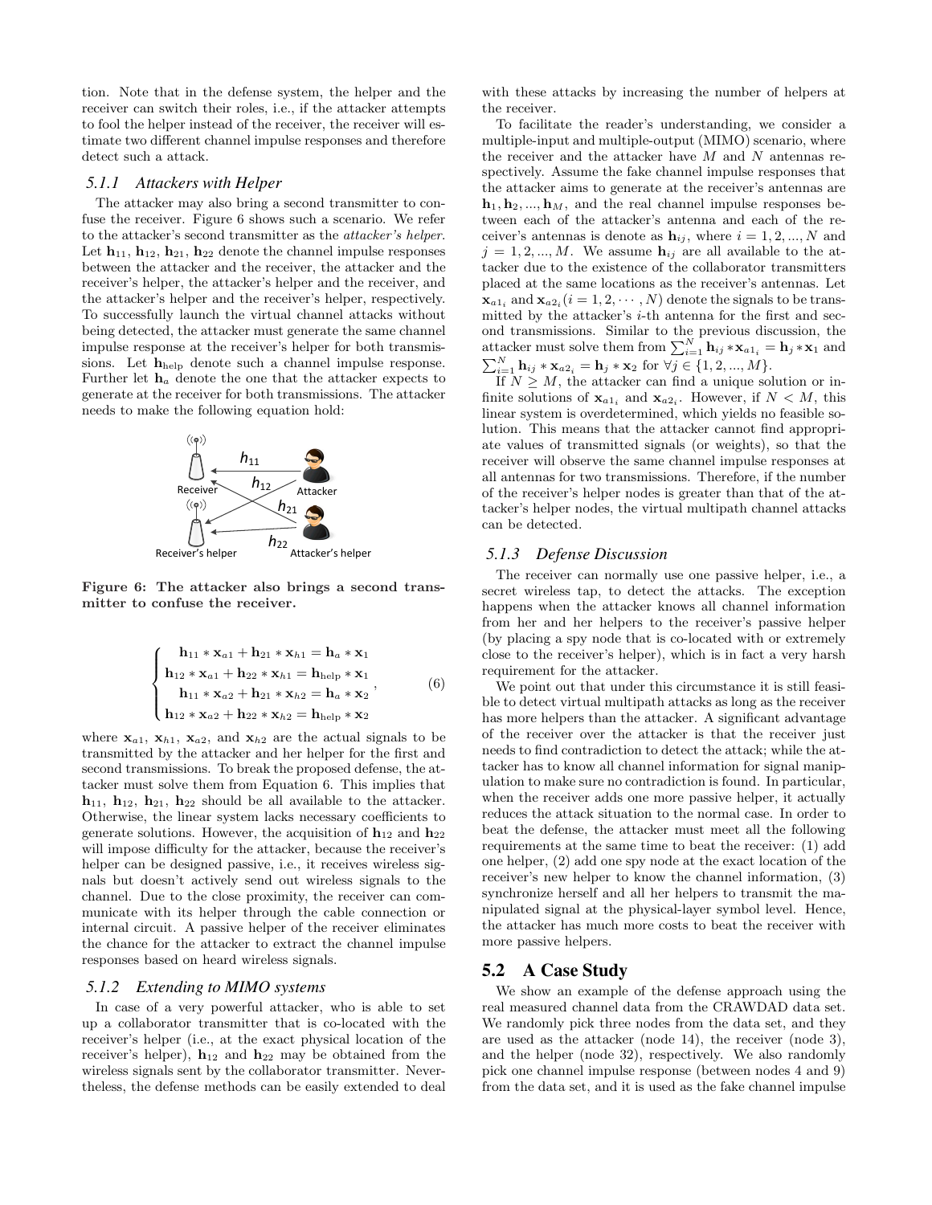tion. Note that in the defense system, the helper and the receiver can switch their roles, i.e., if the attacker attempts to fool the helper instead of the receiver, the receiver will estimate two different channel impulse responses and therefore detect such a attack.

### 5.1.1 Attackers with Helper

The attacker may also bring a second transmitter to confuse the receiver. Figure 6 shows such a scenario. We refer to the attacker's second transmitter as the *attacker's helper*. Let $\mathbf{h}_{11}$, $\mathbf{h}_{12}$, $\mathbf{h}_{21}$, $\mathbf{h}_{22}$ denote the channel impulse responses between the attacker and the receiver, the attacker and the receiver's helper, the attacker's helper and the receiver, and the attacker's helper and the receiver's helper, respectively. To successfully launch the virtual channel attacks without being detected, the attacker must generate the same channel impulse response at the receiver's helper for both transmissions. Let $\mathbf{h}_{\text{help}}$ denote such a channel impulse response. Further let $\mathbf{h}_a$ denote the one that the attacker expects to generate at the receiver for both transmissions. The attacker needs to make the following equation hold:

$h_{11}$

Receiver

$h_{12}$

Attacker

$h_{21}$

$h_{22}$

Receiver's helper

Attacker's helper

**Figure 6: The attacker also brings a second transmitter to confuse the receiver.**

$$
\begin{cases}
\mathbf{h}_{11} * \mathbf{x}_{a1} + \mathbf{h}_{21} * \mathbf{x}_{h1} = \mathbf{h}_a * \mathbf{x}_1 \\
\mathbf{h}_{12} * \mathbf{x}_{a1} + \mathbf{h}_{22} * \mathbf{x}_{h1} = \mathbf{h}_{\text{help}} * \mathbf{x}_1 \\
\mathbf{h}_{11} * \mathbf{x}_{a2} + \mathbf{h}_{21} * \mathbf{x}_{h2} = \mathbf{h}_a * \mathbf{x}_2 \\
\mathbf{h}_{12} * \mathbf{x}_{a2} + \mathbf{h}_{22} * \mathbf{x}_{h2} = \mathbf{h}_{\text{help}} * \mathbf{x}_2
\end{cases}, \tag{6}
$$

where $\mathbf{x}_{a1}$, $\mathbf{x}_{h1}$, $\mathbf{x}_{a2}$, and $\mathbf{x}_{h2}$ are the actual signals to be transmitted by the attacker and her helper for the first and second transmissions. To break the proposed defense, the attacker must solve them from Equation 6. This implies that $\mathbf{h}_{11}$, $\mathbf{h}_{12}$, $\mathbf{h}_{21}$, $\mathbf{h}_{22}$ should be all available to the attacker. Otherwise, the linear system lacks necessary coefficients to generate solutions. However, the acquisition of $\mathbf{h}_{12}$ and $\mathbf{h}_{22}$ will impose difficulty for the attacker, because the receiver's helper can be designed passive, i.e., it receives wireless signals but doesn't actively send out wireless signals to the channel. Due to the close proximity, the receiver can communicate with its helper through the cable connection or internal circuit. A passive helper of the receiver eliminates the chance for the attacker to extract the channel impulse responses based on heard wireless signals.

### 5.1.2 Extending to MIMO systems

In case of a very powerful attacker, who is able to set up a collaborator transmitter that is co-located with the receiver's helper (i.e., at the exact physical location of the receiver's helper), $\mathbf{h}_{12}$ and $\mathbf{h}_{22}$ may be obtained from the wireless signals sent by the collaborator transmitter. Nevertheless, the defense methods can be easily extended to deal with these attacks by increasing the number of helpers at the receiver.

To facilitate the reader's understanding, we consider a multiple-input and multiple-output (MIMO) scenario, where the receiver and the attacker have $M$ and $N$ antennas respectively. Assume the fake channel impulse responses that the attacker aims to generate at the receiver's antennas are $\mathbf{h}_1, \mathbf{h}_2, ..., \mathbf{h}_M$, and the real channel impulse responses between each of the attacker's antenna and each of the receiver's antennas is denote as $\mathbf{h}_{ij}$, where $i = 1, 2, ..., N$ and $j = 1, 2, ..., M$. We assume $\mathbf{h}_{ij}$ are all available to the attacker due to the existence of the collaborator transmitters placed at the same locations as the receiver's antennas. Let $\mathbf{x}_{a1_i}$ and $\mathbf{x}_{a2_i} (i = 1, 2, \cdots, N)$ denote the signals to be transmitted by the attacker's $i$-th antenna for the first and second transmissions. Similar to the previous discussion, the attacker must solve them from $\sum_{i=1}^{N} \mathbf{h}_{ij} * \mathbf{x}_{a1_i} = \mathbf{h}_j * \mathbf{x}_1$ and $\sum_{i=1}^{N} \mathbf{h}_{ij} * \mathbf{x}_{a2_i} = \mathbf{h}_j * \mathbf{x}_2$ for $\forall j \in \{1, 2, ..., M\}$.

If $N \geq M$, the attacker can find a unique solution or infinite solutions of $\mathbf{x}_{a1_i}$ and $\mathbf{x}_{a2_i}$. However, if $N < M$, this linear system is overdetermined, which yields no feasible solution. This means that the attacker cannot find appropriate values of transmitted signals (or weights), so that the receiver will observe the same channel impulse responses at all antennas for two transmissions. Therefore, if the number of the receiver's helper nodes is greater than that of the attacker's helper nodes, the virtual multipath channel attacks can be detected.

### 5.1.3 Defense Discussion

The receiver can normally use one passive helper, i.e., a secret wireless tap, to detect the attacks. The exception happens when the attacker knows all channel information from her and her helpers to the receiver's passive helper (by placing a spy node that is co-located with or extremely close to the receiver's helper), which is in fact a very harsh requirement for the attacker.

We point out that under this circumstance it is still feasible to detect virtual multipath attacks as long as the receiver has more helpers than the attacker. A significant advantage of the receiver over the attacker is that the receiver just needs to find contradiction to detect the attack; while the attacker has to know all channel information for signal manipulation to make sure no contradiction is found. In particular, when the receiver adds one more passive helper, it actually reduces the attack situation to the normal case. In order to beat the defense, the attacker must meet all the following requirements at the same time to beat the receiver: (1) add one helper, (2) add one spy node at the exact location of the receiver's new helper to know the channel information, (3) synchronize herself and all her helpers to transmit the manipulated signal at the physical-layer symbol level. Hence, the attacker has much more costs to beat the receiver with more passive helpers.

## 5.2 A Case Study

We show an example of the defense approach using the real measured channel data from the CRAWDAD data set. We randomly pick three nodes from the data set, and they are used as the attacker (node 14), the receiver (node 3), and the helper (node 32), respectively. We also randomly pick one channel impulse response (between nodes 4 and 9) from the data set, and it is used as the fake channel impulse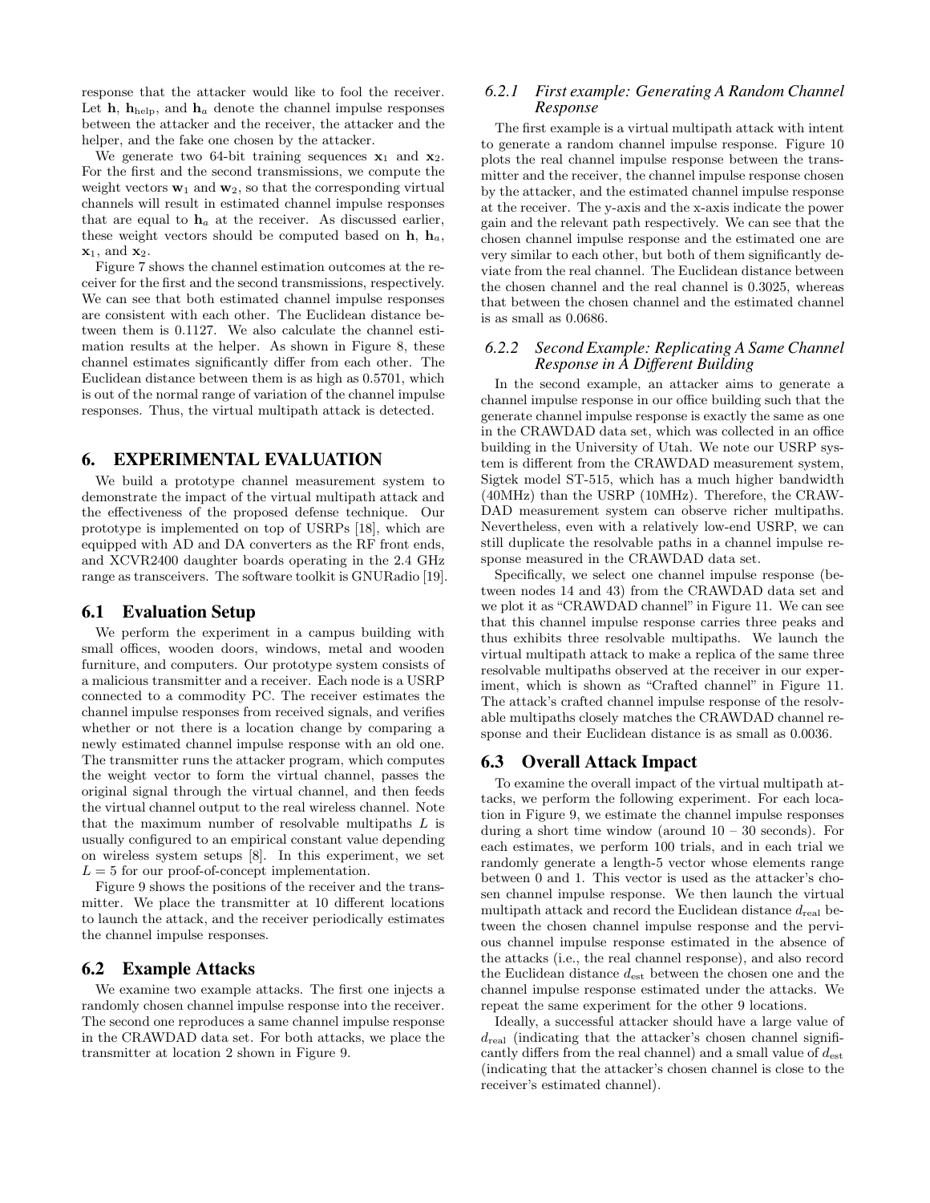response that the attacker would like to fool the receiver. Let $\mathbf{h}$, $\mathbf{h}_{\text{help}}$, and $\mathbf{h}_a$ denote the channel impulse responses between the attacker and the receiver, the attacker and the helper, and the fake one chosen by the attacker.

We generate two 64-bit training sequences $\mathbf{x}_1$ and $\mathbf{x}_2$. For the first and the second transmissions, we compute the weight vectors $\mathbf{w}_1$ and $\mathbf{w}_2$, so that the corresponding virtual channels will result in estimated channel impulse responses that are equal to $\mathbf{h}_a$ at the receiver. As discussed earlier, these weight vectors should be computed based on $\mathbf{h}$, $\mathbf{h}_a$, $\mathbf{x}_1$, and $\mathbf{x}_2$.

Figure 7 shows the channel estimation outcomes at the receiver for the first and the second transmissions, respectively. We can see that both estimated channel impulse responses are consistent with each other. The Euclidean distance between them is 0.1127. We also calculate the channel estimation results at the helper. As shown in Figure 8, these channel estimates significantly differ from each other. The Euclidean distance between them is as high as 0.5701, which is out of the normal range of variation of the channel impulse responses. Thus, the virtual multipath attack is detected.

## 6. EXPERIMENTAL EVALUATION

We build a prototype channel measurement system to demonstrate the impact of the virtual multipath attack and the effectiveness of the proposed defense technique. Our prototype is implemented on top of USRPs [18], which are equipped with AD and DA converters as the RF front ends, and XCVR2400 daughter boards operating in the 2.4 GHz range as transceivers. The software toolkit is GNURadio [19].

### 6.1 Evaluation Setup

We perform the experiment in a campus building with small offices, wooden doors, windows, metal and wooden furniture, and computers. Our prototype system consists of a malicious transmitter and a receiver. Each node is a USRP connected to a commodity PC. The receiver estimates the channel impulse responses from received signals, and verifies whether or not there is a location change by comparing a newly estimated channel impulse response with an old one. The transmitter runs the attacker program, which computes the weight vector to form the virtual channel, passes the original signal through the virtual channel, and then feeds the virtual channel output to the real wireless channel. Note that the maximum number of resolvable multipaths $L$ is usually configured to an empirical constant value depending on wireless system setups [8]. In this experiment, we set $L = 5$ for our proof-of-concept implementation.

Figure 9 shows the positions of the receiver and the transmitter. We place the transmitter at 10 different locations to launch the attack, and the receiver periodically estimates the channel impulse responses.

### 6.2 Example Attacks

We examine two example attacks. The first one injects a randomly chosen channel impulse response into the receiver. The second one reproduces a same channel impulse response in the CRAWDAD data set. For both attacks, we place the transmitter at location 2 shown in Figure 9.

#### 6.2.1 *First example: Generating A Random Channel Response*

The first example is a virtual multipath attack with intent to generate a random channel impulse response. Figure 10 plots the real channel impulse response between the transmitter and the receiver, the channel impulse response chosen by the attacker, and the estimated channel impulse response at the receiver. The y-axis and the x-axis indicate the power gain and the relevant path respectively. We can see that the chosen channel impulse response and the estimated one are very similar to each other, but both of them significantly deviate from the real channel. The Euclidean distance between the chosen channel and the real channel is 0.3025, whereas that between the chosen channel and the estimated channel is as small as 0.0686.

#### 6.2.2 *Second Example: Replicating A Same Channel Response in A Different Building*

In the second example, an attacker aims to generate a channel impulse response in our office building such that the generate channel impulse response is exactly the same as one in the CRAWDAD data set, which was collected in an office building in the University of Utah. We note our USRP system is different from the CRAWDAD measurement system, Sigtek model ST-515, which has a much higher bandwidth (40MHz) than the USRP (10MHz). Therefore, the CRAWDAD measurement system can observe richer multipaths. Nevertheless, even with a relatively low-end USRP, we can still duplicate the resolvable paths in a channel impulse response measured in the CRAWDAD data set.

Specifically, we select one channel impulse response (between nodes 14 and 43) from the CRAWDAD data set and we plot it as "CRAWDAD channel" in Figure 11. We can see that this channel impulse response carries three peaks and thus exhibits three resolvable multipaths. We launch the virtual multipath attack to make a replica of the same three resolvable multipaths observed at the receiver in our experiment, which is shown as "Crafted channel" in Figure 11. The attack's crafted channel impulse response of the resolvable multipaths closely matches the CRAWDAD channel response and their Euclidean distance is as small as 0.0036.

### 6.3 Overall Attack Impact

To examine the overall impact of the virtual multipath attacks, we perform the following experiment. For each location in Figure 9, we estimate the channel impulse responses during a short time window (around 10 – 30 seconds). For each estimates, we perform 100 trials, and in each trial we randomly generate a length-5 vector whose elements range between 0 and 1. This vector is used as the attacker's chosen channel impulse response. We then launch the virtual multipath attack and record the Euclidean distance $d_{\text{real}}$ between the chosen channel impulse response and the pervious channel impulse response estimated in the absence of the attacks (i.e., the real channel response), and also record the Euclidean distance $d_{\text{est}}$ between the chosen one and the channel impulse response estimated under the attacks. We repeat the same experiment for the other 9 locations.

Ideally, a successful attacker should have a large value of $d_{\text{real}}$ (indicating that the attacker's chosen channel significantly differs from the real channel) and a small value of $d_{\text{est}}$ (indicating that the attacker's chosen channel is close to the receiver's estimated channel).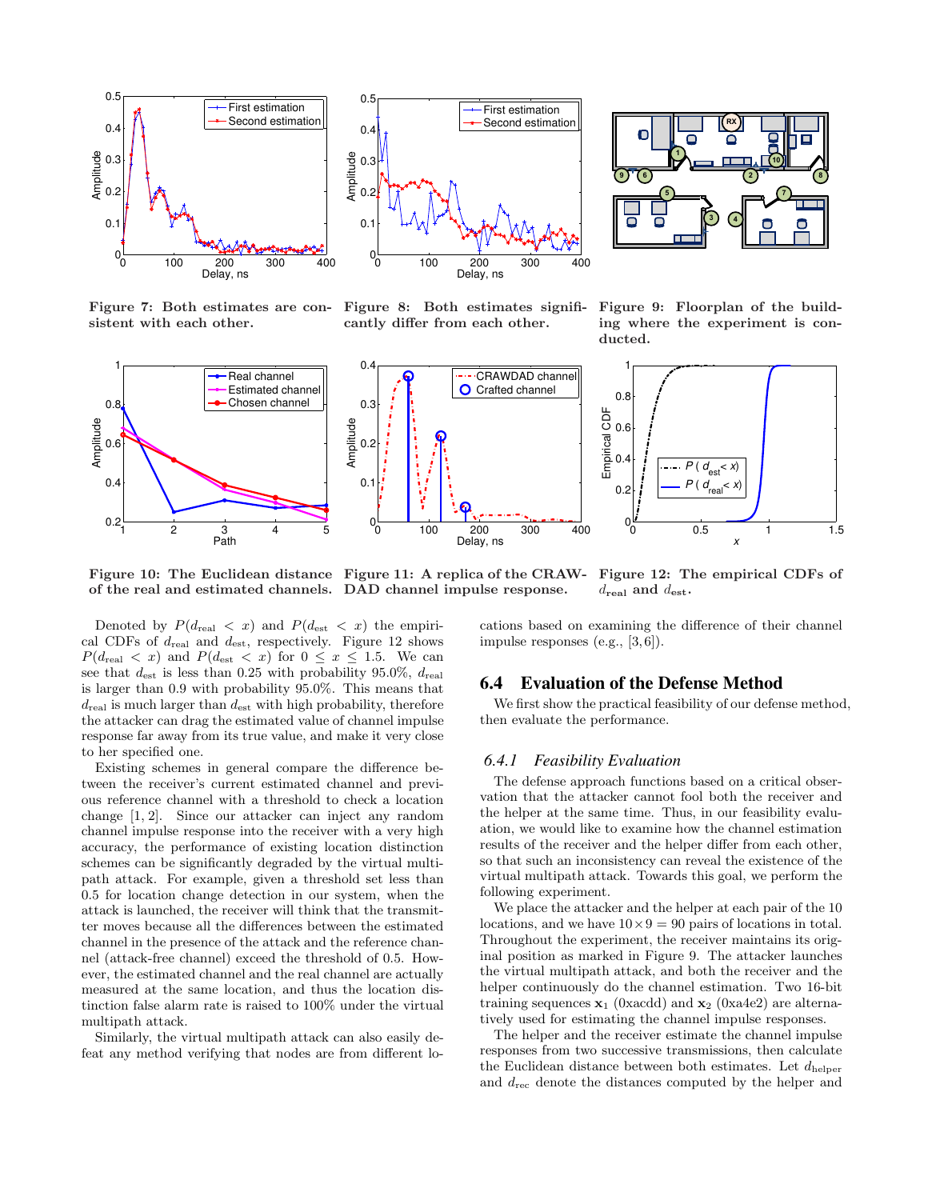0.5
0.4
0.3
0.2
0.1
0
Amplitude
0 100 200 300 400
Delay, ns
First estimation
Second estimation

**Figure 7: Both estimates are consistent with each other.**

0.5
0.4
0.3
0.2
0.1
0
Amplitude
0 100 200 300 400
Delay, ns
First estimation
Second estimation

**Figure 8: Both estimates significantly differ from each other.**

RX
1 2 3 4 5 6 7 8 9 10

**Figure 9: Floorplan of the building where the experiment is conducted.**

1
0.8
0.6
0.4
0.2
Amplitude
1 2 3 4 5
Path
Real channel
Estimated channel
Chosen channel

**Figure 10: The Euclidean distance of the real and estimated channels.**

0.4
0.3
0.2
0.1
0
Amplitude
0 100 200 300 400
Delay, ns
CRAWDAD channel
Crafted channel

**Figure 11: A replica of the CRAWDAD channel impulse response.**

1
0.8
0.6
0.4
0.2
0
Empirical CDF
0 0.5 1 1.5
$x$
$P(d_{est} < x)$
$P(d_{real} < x)$

**Figure 12: The empirical CDFs of $d_{\text{real}}$ and $d_{\text{est}}$.**

Denoted by $P(d_{\text{real}} < x)$ and $P(d_{\text{est}} < x)$ the empirical CDFs of $d_{\text{real}}$ and $d_{\text{est}}$, respectively. Figure 12 shows $P(d_{\text{real}} < x)$ and $P(d_{\text{est}} < x)$ for $0 \leq x \leq 1.5$. We can see that $d_{\text{est}}$ is less than 0.25 with probability 95.0%, $d_{\text{real}}$ is larger than 0.9 with probability 95.0%. This means that $d_{\text{real}}$ is much larger than $d_{\text{est}}$ with high probability, therefore the attacker can drag the estimated value of channel impulse response far away from its true value, and make it very close to her specified one.

Existing schemes in general compare the difference between the receiver's current estimated channel and previous reference channel with a threshold to check a location change [1, 2]. Since our attacker can inject any random channel impulse response into the receiver with a very high accuracy, the performance of existing location distinction schemes can be significantly degraded by the virtual multipath attack. For example, given a threshold set less than 0.5 for location change detection in our system, when the attack is launched, the receiver will think that the transmitter moves because all the differences between the estimated channel in the presence of the attack and the reference channel (attack-free channel) exceed the threshold of 0.5. However, the estimated channel and the real channel are actually measured at the same location, and thus the location distinction false alarm rate is raised to 100% under the virtual multipath attack.

Similarly, the virtual multipath attack can also easily defeat any method verifying that nodes are from different locations based on examining the difference of their channel impulse responses (e.g., [3, 6]).

## 6.4 Evaluation of the Defense Method

We first show the practical feasibility of our defense method, then evaluate the performance.

### 6.4.1 *Feasibility Evaluation*

The defense approach functions based on a critical observation that the attacker cannot fool both the receiver and the helper at the same time. Thus, in our feasibility evaluation, we would like to examine how the channel estimation results of the receiver and the helper differ from each other, so that such an inconsistency can reveal the existence of the virtual multipath attack. Towards this goal, we perform the following experiment.

We place the attacker and the helper at each pair of the 10 locations, and we have $10 \times 9 = 90$ pairs of locations in total. Throughout the experiment, the receiver maintains its original position as marked in Figure 9. The attacker launches the virtual multipath attack, and both the receiver and the helper continuously do the channel estimation. Two 16-bit training sequences $\mathbf{x}_1$ (0xacdd) and $\mathbf{x}_2$ (0xa4e2) are alternatively used for estimating the channel impulse responses.

The helper and the receiver estimate the channel impulse responses from two successive transmissions, then calculate the Euclidean distance between both estimates. Let $d_{\text{helper}}$ and $d_{\text{rec}}$ denote the distances computed by the helper and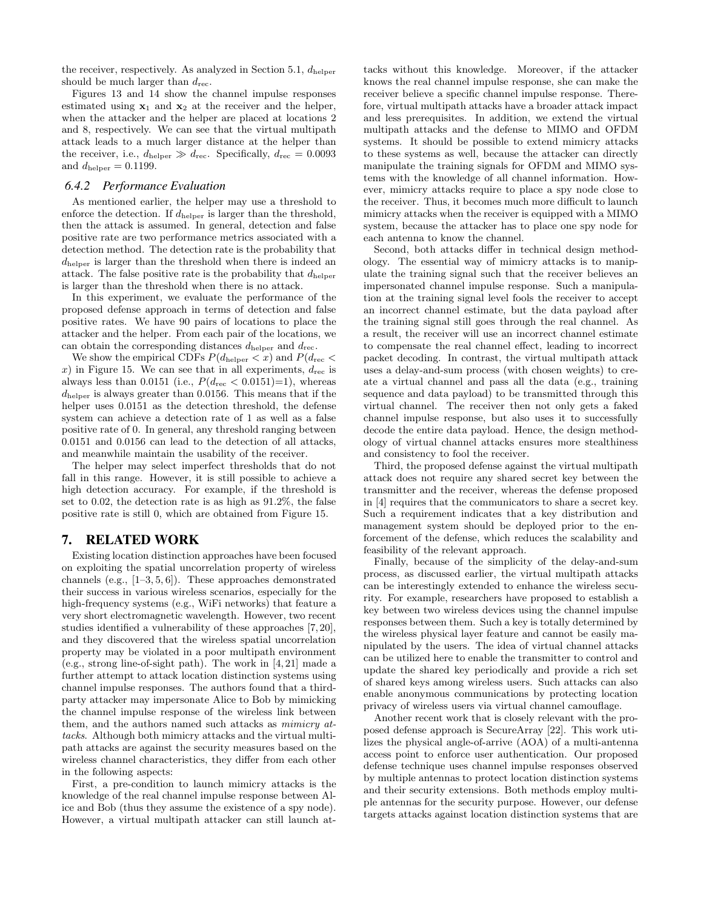the receiver, respectively. As analyzed in Section 5.1, $d_{\text{helper}}$ should be much larger than $d_{\text{rec}}$.

Figures 13 and 14 show the channel impulse responses estimated using $\mathbf{x}_1$ and $\mathbf{x}_2$ at the receiver and the helper, when the attacker and the helper are placed at locations 2 and 8, respectively. We can see that the virtual multipath attack leads to a much larger distance at the helper than the receiver, i.e., $d_{\text{helper}} \gg d_{\text{rec}}$. Specifically, $d_{\text{rec}} = 0.0093$ and $d_{\text{helper}} = 0.1199$.

### 6.4.2 Performance Evaluation

As mentioned earlier, the helper may use a threshold to enforce the detection. If $d_{\text{helper}}$ is larger than the threshold, then the attack is assumed. In general, detection and false positive rate are two performance metrics associated with a detection method. The detection rate is the probability that $d_{\text{helper}}$ is larger than the threshold when there is indeed an attack. The false positive rate is the probability that $d_{\text{helper}}$ is larger than the threshold when there is no attack.

In this experiment, we evaluate the performance of the proposed defense approach in terms of detection and false positive rates. We have 90 pairs of locations to place the attacker and the helper. From each pair of the locations, we can obtain the corresponding distances $d_{\text{helper}}$ and $d_{\text{rec}}$.

We show the empirical CDFs $P(d_{\text{helper}} < x)$ and $P(d_{\text{rec}} < x)$ in Figure 15. We can see that in all experiments, $d_{\text{rec}}$ is always less than 0.0151 (i.e., $P(d_{\text{rec}} < 0.0151)$=1), whereas $d_{\text{helper}}$ is always greater than 0.0156. This means that if the helper uses 0.0151 as the detection threshold, the defense system can achieve a detection rate of 1 as well as a false positive rate of 0. In general, any threshold ranging between 0.0151 and 0.0156 can lead to the detection of all attacks, and meanwhile maintain the usability of the receiver.

The helper may select imperfect thresholds that do not fall in this range. However, it is still possible to achieve a high detection accuracy. For example, if the threshold is set to 0.02, the detection rate is as high as 91.2%, the false positive rate is still 0, which are obtained from Figure 15.

## 7. RELATED WORK

Existing location distinction approaches have been focused on exploiting the spatial uncorrelation property of wireless channels (e.g., [1–3, 5, 6]). These approaches demonstrated their success in various wireless scenarios, especially for the high-frequency systems (e.g., WiFi networks) that feature a very short electromagnetic wavelength. However, two recent studies identified a vulnerability of these approaches [7, 20], and they discovered that the wireless spatial uncorrelation property may be violated in a poor multipath environment (e.g., strong line-of-sight path). The work in [4, 21] made a further attempt to attack location distinction systems using channel impulse responses. The authors found that a third-party attacker may impersonate Alice to Bob by mimicking the channel impulse response of the wireless link between them, and the authors named such attacks as *mimicry attacks*. Although both mimicry attacks and the virtual multipath attacks are against the security measures based on the wireless channel characteristics, they differ from each other in the following aspects:

First, a pre-condition to launch mimicry attacks is the knowledge of the real channel impulse response between Alice and Bob (thus they assume the existence of a spy node). However, a virtual multipath attacker can still launch attacks without this knowledge. Moreover, if the attacker knows the real channel impulse response, she can make the receiver believe a specific channel impulse response. Therefore, virtual multipath attacks have a broader attack impact and less prerequisites. In addition, we extend the virtual multipath attacks and the defense to MIMO and OFDM systems. It should be possible to extend mimicry attacks to these systems as well, because the attacker can directly manipulate the training signals for OFDM and MIMO systems with the knowledge of all channel information. However, mimicry attacks require to place a spy node close to the receiver. Thus, it becomes much more difficult to launch mimicry attacks when the receiver is equipped with a MIMO system, because the attacker has to place one spy node for each antenna to know the channel.

Second, both attacks differ in technical design methodology. The essential way of mimicry attacks is to manipulate the training signal such that the receiver believes an impersonated channel impulse response. Such a manipulation at the training signal level fools the receiver to accept an incorrect channel estimate, but the data payload after the training signal still goes through the real channel. As a result, the receiver will use an incorrect channel estimate to compensate the real channel effect, leading to incorrect packet decoding. In contrast, the virtual multipath attack uses a delay-and-sum process (with chosen weights) to create a virtual channel and pass all the data (e.g., training sequence and data payload) to be transmitted through this virtual channel. The receiver then not only gets a faked channel impulse response, but also uses it to successfully decode the entire data payload. Hence, the design methodology of virtual channel attacks ensures more stealthiness and consistency to fool the receiver.

Third, the proposed defense against the virtual multipath attack does not require any shared secret key between the transmitter and the receiver, whereas the defense proposed in [4] requires that the communicators to share a secret key. Such a requirement indicates that a key distribution and management system should be deployed prior to the enforcement of the defense, which reduces the scalability and feasibility of the relevant approach.

Finally, because of the simplicity of the delay-and-sum process, as discussed earlier, the virtual multipath attacks can be interestingly extended to enhance the wireless security. For example, researchers have proposed to establish a key between two wireless devices using the channel impulse responses between them. Such a key is totally determined by the wireless physical layer feature and cannot be easily manipulated by the users. The idea of virtual channel attacks can be utilized here to enable the transmitter to control and update the shared key periodically and provide a rich set of shared keys among wireless users. Such attacks can also enable anonymous communications by protecting location privacy of wireless users via virtual channel camouflage.

Another recent work that is closely relevant with the proposed defense approach is SecureArray [22]. This work utilizes the physical angle-of-arrive (AOA) of a multi-antenna access point to enforce user authentication. Our proposed defense technique uses channel impulse responses observed by multiple antennas to protect location distinction systems and their security extensions. Both methods employ multiple antennas for the security purpose. However, our defense targets attacks against location distinction systems that are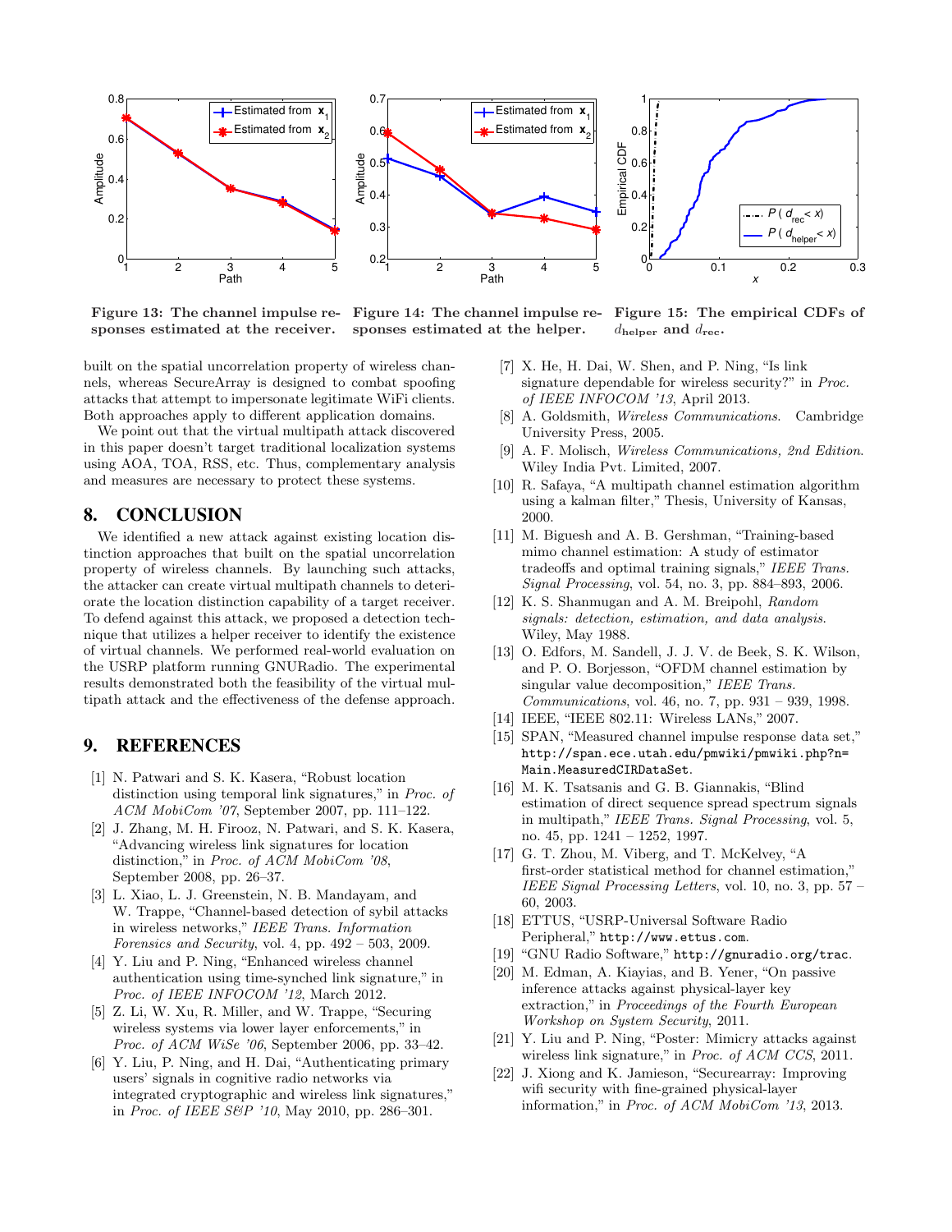Amplitude

0.8
0.6
0.4
0.2
0

1 2 3 4 5

Path

Estimated from $\mathbf{x}_1$

Estimated from $\mathbf{x}_2$

**Figure 13: The channel impulse responses estimated at the receiver.**

Amplitude

0.7
0.6
0.5
0.4
0.3
0.2

1 2 3 4 5

Path

Estimated from $\mathbf{x}_1$

Estimated from $\mathbf{x}_2$

**Figure 14: The channel impulse responses estimated at the helper.**

Empirical CDF

1
0.8
0.6
0.4
0.2
0

0 0.1 0.2 0.3

$x$

$P(d_{rec} < x)$

$P(d_{helper} < x)$

**Figure 15: The empirical CDFs of $d_{\mathbf{helper}}$ and $d_{\mathbf{rec}}$.**

built on the spatial uncorrelation property of wireless channels, whereas SecureArray is designed to combat spoofing attacks that attempt to impersonate legitimate WiFi clients. Both approaches apply to different application domains.

We point out that the virtual multipath attack discovered in this paper doesn't target traditional localization systems using AOA, TOA, RSS, etc. Thus, complementary analysis and measures are necessary to protect these systems.

## 8. CONCLUSION

We identified a new attack against existing location distinction approaches that built on the spatial uncorrelation property of wireless channels. By launching such attacks, the attacker can create virtual multipath channels to deteriorate the location distinction capability of a target receiver. To defend against this attack, we proposed a detection technique that utilizes a helper receiver to identify the existence of virtual channels. We performed real-world evaluation on the USRP platform running GNURadio. The experimental results demonstrated both the feasibility of the virtual multipath attack and the effectiveness of the defense approach.

## 9. REFERENCES

[1] N. Patwari and S. K. Kasera, "Robust location distinction using temporal link signatures," in *Proc. of ACM MobiCom '07*, September 2007, pp. 111–122.

[2] J. Zhang, M. H. Firooz, N. Patwari, and S. K. Kasera, "Advancing wireless link signatures for location distinction," in *Proc. of ACM MobiCom '08*, September 2008, pp. 26–37.

[3] L. Xiao, L. J. Greenstein, N. B. Mandayam, and W. Trappe, "Channel-based detection of sybil attacks in wireless networks," *IEEE Trans. Information Forensics and Security*, vol. 4, pp. 492 – 503, 2009.

[4] Y. Liu and P. Ning, "Enhanced wireless channel authentication using time-synched link signature," in *Proc. of IEEE INFOCOM '12*, March 2012.

[5] Z. Li, W. Xu, R. Miller, and W. Trappe, "Securing wireless systems via lower layer enforcements," in *Proc. of ACM WiSe '06*, September 2006, pp. 33–42.

[6] Y. Liu, P. Ning, and H. Dai, "Authenticating primary users' signals in cognitive radio networks via integrated cryptographic and wireless link signatures," in *Proc. of IEEE S&P '10*, May 2010, pp. 286–301.

[7] X. He, H. Dai, W. Shen, and P. Ning, "Is link signature dependable for wireless security?" in *Proc. of IEEE INFOCOM '13*, April 2013.

[8] A. Goldsmith, *Wireless Communications*. Cambridge University Press, 2005.

[9] A. F. Molisch, *Wireless Communications, 2nd Edition*. Wiley India Pvt. Limited, 2007.

[10] R. Safaya, "A multipath channel estimation algorithm using a kalman filter," Thesis, University of Kansas, 2000.

[11] M. Biguesh and A. B. Gershman, "Training-based mimo channel estimation: A study of estimator tradeoffs and optimal training signals," *IEEE Trans. Signal Processing*, vol. 54, no. 3, pp. 884–893, 2006.

[12] K. S. Shanmugan and A. M. Breipohl, *Random signals: detection, estimation, and data analysis*. Wiley, May 1988.

[13] O. Edfors, M. Sandell, J. J. V. de Beek, S. K. Wilson, and P. O. Borjesson, "OFDM channel estimation by singular value decomposition," *IEEE Trans. Communications*, vol. 46, no. 7, pp. 931 – 939, 1998.

[14] IEEE, "IEEE 802.11: Wireless LANs," 2007.

[15] SPAN, "Measured channel impulse response data set," `http://span.ece.utah.edu/pmwiki/pmwiki.php?n=Main.MeasuredCIRDataSet`.

[16] M. K. Tsatsanis and G. B. Giannakis, "Blind estimation of direct sequence spread spectrum signals in multipath," *IEEE Trans. Signal Processing*, vol. 5, no. 45, pp. 1241 – 1252, 1997.

[17] G. T. Zhou, M. Viberg, and T. McKelvey, "A first-order statistical method for channel estimation," *IEEE Signal Processing Letters*, vol. 10, no. 3, pp. 57 – 60, 2003.

[18] ETTUS, "USRP-Universal Software Radio Peripheral," `http://www.ettus.com`.

[19] "GNU Radio Software," `http://gnuradio.org/trac`.

[20] M. Edman, A. Kiayias, and B. Yener, "On passive inference attacks against physical-layer key extraction," in *Proceedings of the Fourth European Workshop on System Security*, 2011.

[21] Y. Liu and P. Ning, "Poster: Mimicry attacks against wireless link signature," in *Proc. of ACM CCS*, 2011.

[22] J. Xiong and K. Jamieson, "Securearray: Improving wifi security with fine-grained physical-layer information," in *Proc. of ACM MobiCom '13*, 2013.